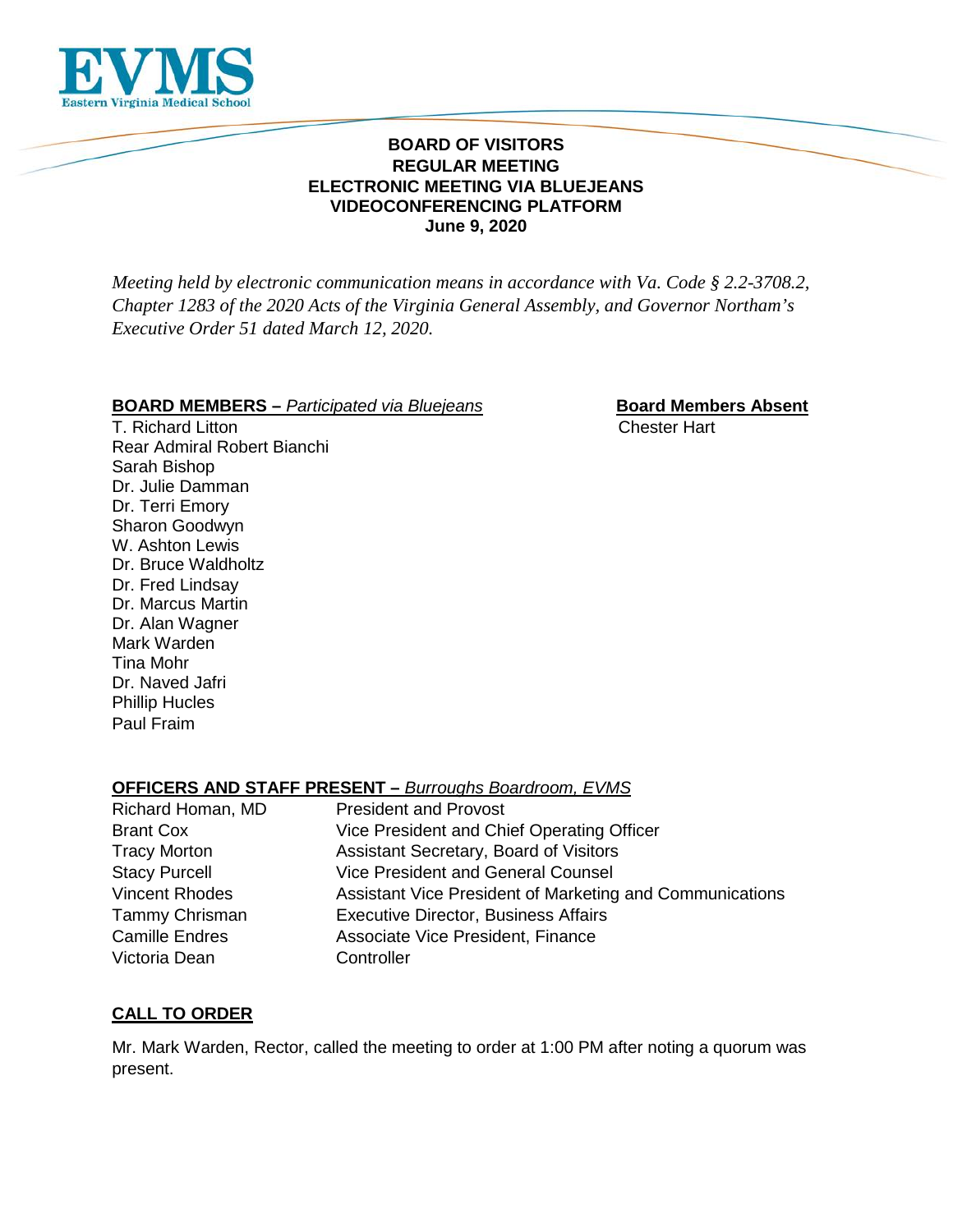**EVMS**
Eastern Virginia Medical School

# BOARD OF VISITORS
# REGULAR MEETING
# ELECTRONIC MEETING VIA BLUEJEANS VIDEOCONFERENCING PLATFORM
# June 9, 2020

*Meeting held by electronic communication means in accordance with Va. Code § 2.2-3708.2, Chapter 1283 of the 2020 Acts of the Virginia General Assembly, and Governor Northam's Executive Order 51 dated March 12, 2020.*

**BOARD MEMBERS –** *Participated via Bluejeans*

T. Richard Litton
Rear Admiral Robert Bianchi
Sarah Bishop
Dr. Julie Damman
Dr. Terri Emory
Sharon Goodwyn
W. Ashton Lewis
Dr. Bruce Waldholtz
Dr. Fred Lindsay
Dr. Marcus Martin
Dr. Alan Wagner
Mark Warden
Tina Mohr
Dr. Naved Jafri
Phillip Hucles
Paul Fraim

**Board Members Absent**

Chester Hart

**OFFICERS AND STAFF PRESENT –** *Burroughs Boardroom, EVMS*

| | |
|---|---|
| Richard Homan, MD | President and Provost |
| Brant Cox | Vice President and Chief Operating Officer |
| Tracy Morton | Assistant Secretary, Board of Visitors |
| Stacy Purcell | Vice President and General Counsel |
| Vincent Rhodes | Assistant Vice President of Marketing and Communications |
| Tammy Chrisman | Executive Director, Business Affairs |
| Camille Endres | Associate Vice President, Finance |
| Victoria Dean | Controller |

**CALL TO ORDER**

Mr. Mark Warden, Rector, called the meeting to order at 1:00 PM after noting a quorum was present.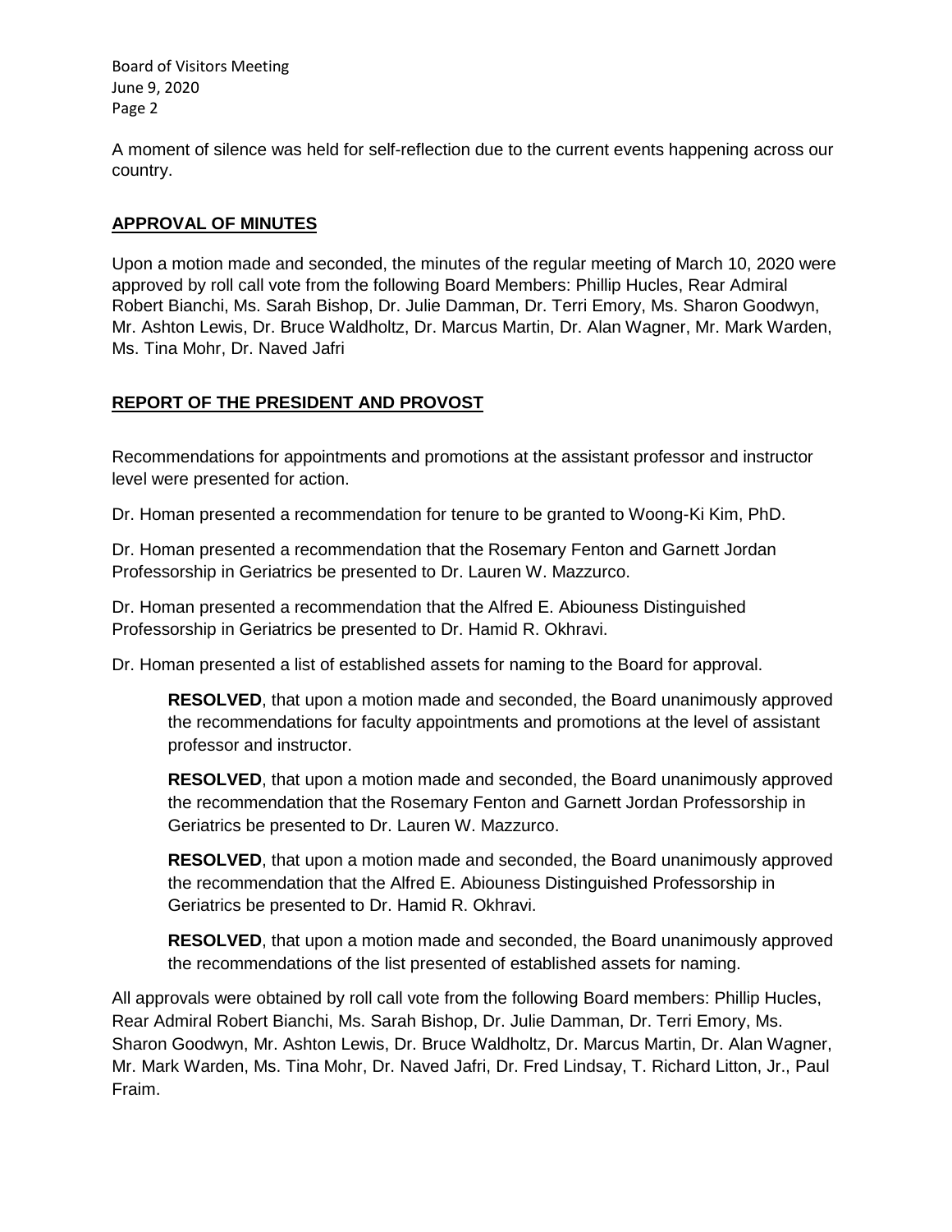A moment of silence was held for self-reflection due to the current events happening across our country.

## APPROVAL OF MINUTES

Upon a motion made and seconded, the minutes of the regular meeting of March 10, 2020 were approved by roll call vote from the following Board Members: Phillip Hucles, Rear Admiral Robert Bianchi, Ms. Sarah Bishop, Dr. Julie Damman, Dr. Terri Emory, Ms. Sharon Goodwyn, Mr. Ashton Lewis, Dr. Bruce Waldholtz, Dr. Marcus Martin, Dr. Alan Wagner, Mr. Mark Warden, Ms. Tina Mohr, Dr. Naved Jafri

## REPORT OF THE PRESIDENT AND PROVOST

Recommendations for appointments and promotions at the assistant professor and instructor level were presented for action.

Dr. Homan presented a recommendation for tenure to be granted to Woong-Ki Kim, PhD.

Dr. Homan presented a recommendation that the Rosemary Fenton and Garnett Jordan Professorship in Geriatrics be presented to Dr. Lauren W. Mazzurco.

Dr. Homan presented a recommendation that the Alfred E. Abiouness Distinguished Professorship in Geriatrics be presented to Dr. Hamid R. Okhravi.

Dr. Homan presented a list of established assets for naming to the Board for approval.

> **RESOLVED**, that upon a motion made and seconded, the Board unanimously approved the recommendations for faculty appointments and promotions at the level of assistant professor and instructor.
>
> **RESOLVED**, that upon a motion made and seconded, the Board unanimously approved the recommendation that the Rosemary Fenton and Garnett Jordan Professorship in Geriatrics be presented to Dr. Lauren W. Mazzurco.
>
> **RESOLVED**, that upon a motion made and seconded, the Board unanimously approved the recommendation that the Alfred E. Abiouness Distinguished Professorship in Geriatrics be presented to Dr. Hamid R. Okhravi.
>
> **RESOLVED**, that upon a motion made and seconded, the Board unanimously approved the recommendations of the list presented of established assets for naming.

All approvals were obtained by roll call vote from the following Board members: Phillip Hucles, Rear Admiral Robert Bianchi, Ms. Sarah Bishop, Dr. Julie Damman, Dr. Terri Emory, Ms. Sharon Goodwyn, Mr. Ashton Lewis, Dr. Bruce Waldholtz, Dr. Marcus Martin, Dr. Alan Wagner, Mr. Mark Warden, Ms. Tina Mohr, Dr. Naved Jafri, Dr. Fred Lindsay, T. Richard Litton, Jr., Paul Fraim.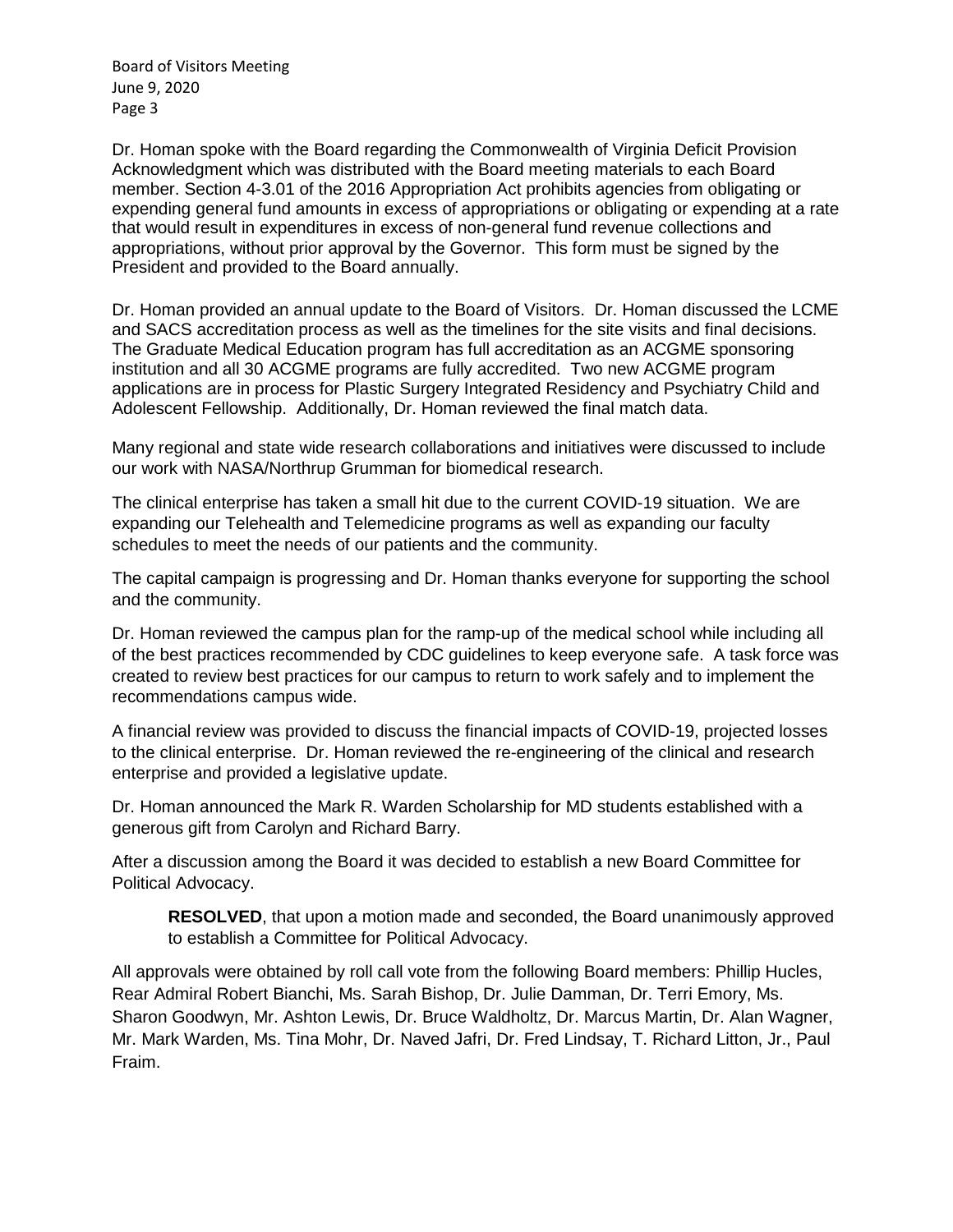Dr. Homan spoke with the Board regarding the Commonwealth of Virginia Deficit Provision Acknowledgment which was distributed with the Board meeting materials to each Board member. Section 4-3.01 of the 2016 Appropriation Act prohibits agencies from obligating or expending general fund amounts in excess of appropriations or obligating or expending at a rate that would result in expenditures in excess of non-general fund revenue collections and appropriations, without prior approval by the Governor. This form must be signed by the President and provided to the Board annually.

Dr. Homan provided an annual update to the Board of Visitors. Dr. Homan discussed the LCME and SACS accreditation process as well as the timelines for the site visits and final decisions. The Graduate Medical Education program has full accreditation as an ACGME sponsoring institution and all 30 ACGME programs are fully accredited. Two new ACGME program applications are in process for Plastic Surgery Integrated Residency and Psychiatry Child and Adolescent Fellowship. Additionally, Dr. Homan reviewed the final match data.

Many regional and state wide research collaborations and initiatives were discussed to include our work with NASA/Northrup Grumman for biomedical research.

The clinical enterprise has taken a small hit due to the current COVID-19 situation. We are expanding our Telehealth and Telemedicine programs as well as expanding our faculty schedules to meet the needs of our patients and the community.

The capital campaign is progressing and Dr. Homan thanks everyone for supporting the school and the community.

Dr. Homan reviewed the campus plan for the ramp-up of the medical school while including all of the best practices recommended by CDC guidelines to keep everyone safe. A task force was created to review best practices for our campus to return to work safely and to implement the recommendations campus wide.

A financial review was provided to discuss the financial impacts of COVID-19, projected losses to the clinical enterprise. Dr. Homan reviewed the re-engineering of the clinical and research enterprise and provided a legislative update.

Dr. Homan announced the Mark R. Warden Scholarship for MD students established with a generous gift from Carolyn and Richard Barry.

After a discussion among the Board it was decided to establish a new Board Committee for Political Advocacy.

> **RESOLVED**, that upon a motion made and seconded, the Board unanimously approved to establish a Committee for Political Advocacy.

All approvals were obtained by roll call vote from the following Board members: Phillip Hucles, Rear Admiral Robert Bianchi, Ms. Sarah Bishop, Dr. Julie Damman, Dr. Terri Emory, Ms. Sharon Goodwyn, Mr. Ashton Lewis, Dr. Bruce Waldholtz, Dr. Marcus Martin, Dr. Alan Wagner, Mr. Mark Warden, Ms. Tina Mohr, Dr. Naved Jafri, Dr. Fred Lindsay, T. Richard Litton, Jr., Paul Fraim.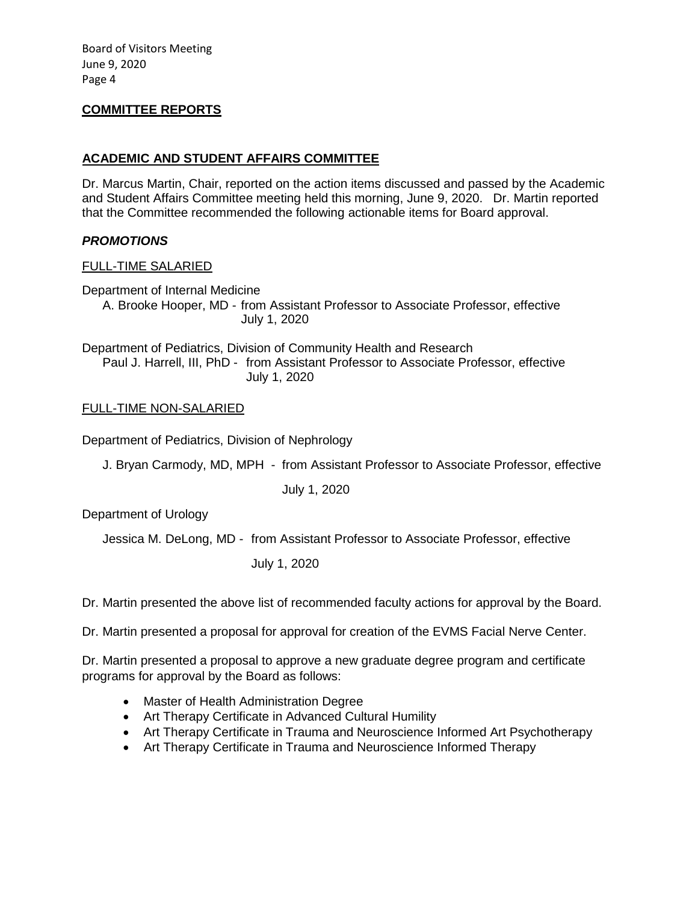## COMMITTEE REPORTS

### ACADEMIC AND STUDENT AFFAIRS COMMITTEE

Dr. Marcus Martin, Chair, reported on the action items discussed and passed by the Academic and Student Affairs Committee meeting held this morning, June 9, 2020. Dr. Martin reported that the Committee recommended the following actionable items for Board approval.

***PROMOTIONS***

FULL-TIME SALARIED

Department of Internal Medicine

A. Brooke Hooper, MD - from Assistant Professor to Associate Professor, effective July 1, 2020

Department of Pediatrics, Division of Community Health and Research

Paul J. Harrell, III, PhD - from Assistant Professor to Associate Professor, effective July 1, 2020

FULL-TIME NON-SALARIED

Department of Pediatrics, Division of Nephrology

J. Bryan Carmody, MD, MPH - from Assistant Professor to Associate Professor, effective July 1, 2020

Department of Urology

Jessica M. DeLong, MD - from Assistant Professor to Associate Professor, effective July 1, 2020

Dr. Martin presented the above list of recommended faculty actions for approval by the Board.

Dr. Martin presented a proposal for approval for creation of the EVMS Facial Nerve Center.

Dr. Martin presented a proposal to approve a new graduate degree program and certificate programs for approval by the Board as follows:

- Master of Health Administration Degree
- Art Therapy Certificate in Advanced Cultural Humility
- Art Therapy Certificate in Trauma and Neuroscience Informed Art Psychotherapy
- Art Therapy Certificate in Trauma and Neuroscience Informed Therapy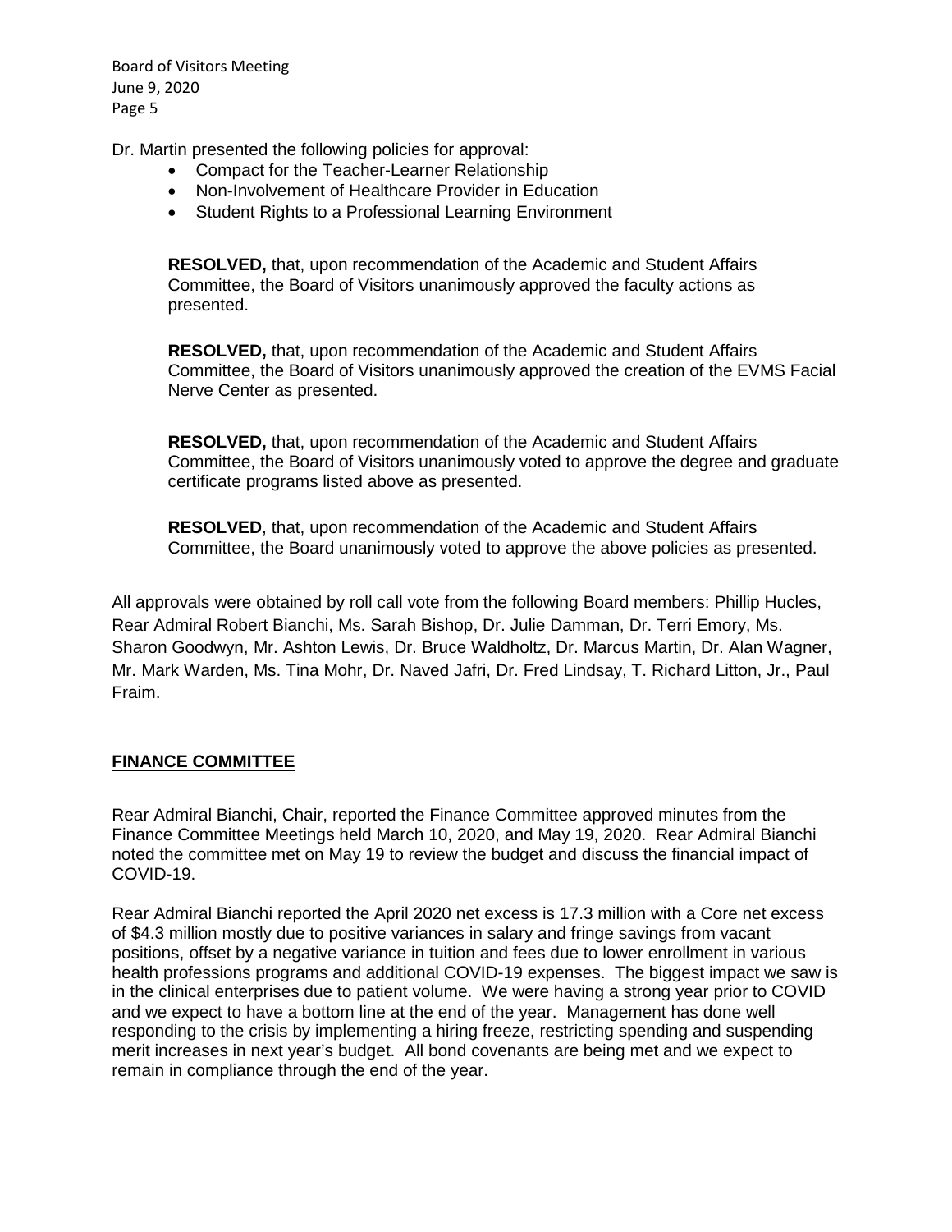Dr. Martin presented the following policies for approval:

- Compact for the Teacher-Learner Relationship
- Non-Involvement of Healthcare Provider in Education
- Student Rights to a Professional Learning Environment

**RESOLVED,** that, upon recommendation of the Academic and Student Affairs Committee, the Board of Visitors unanimously approved the faculty actions as presented.

**RESOLVED,** that, upon recommendation of the Academic and Student Affairs Committee, the Board of Visitors unanimously approved the creation of the EVMS Facial Nerve Center as presented.

**RESOLVED,** that, upon recommendation of the Academic and Student Affairs Committee, the Board of Visitors unanimously voted to approve the degree and graduate certificate programs listed above as presented.

**RESOLVED**, that, upon recommendation of the Academic and Student Affairs Committee, the Board unanimously voted to approve the above policies as presented.

All approvals were obtained by roll call vote from the following Board members: Phillip Hucles, Rear Admiral Robert Bianchi, Ms. Sarah Bishop, Dr. Julie Damman, Dr. Terri Emory, Ms. Sharon Goodwyn, Mr. Ashton Lewis, Dr. Bruce Waldholtz, Dr. Marcus Martin, Dr. Alan Wagner, Mr. Mark Warden, Ms. Tina Mohr, Dr. Naved Jafri, Dr. Fred Lindsay, T. Richard Litton, Jr., Paul Fraim.

## FINANCE COMMITTEE

Rear Admiral Bianchi, Chair, reported the Finance Committee approved minutes from the Finance Committee Meetings held March 10, 2020, and May 19, 2020. Rear Admiral Bianchi noted the committee met on May 19 to review the budget and discuss the financial impact of COVID-19.

Rear Admiral Bianchi reported the April 2020 net excess is 17.3 million with a Core net excess of $4.3 million mostly due to positive variances in salary and fringe savings from vacant positions, offset by a negative variance in tuition and fees due to lower enrollment in various health professions programs and additional COVID-19 expenses. The biggest impact we saw is in the clinical enterprises due to patient volume. We were having a strong year prior to COVID and we expect to have a bottom line at the end of the year. Management has done well responding to the crisis by implementing a hiring freeze, restricting spending and suspending merit increases in next year's budget. All bond covenants are being met and we expect to remain in compliance through the end of the year.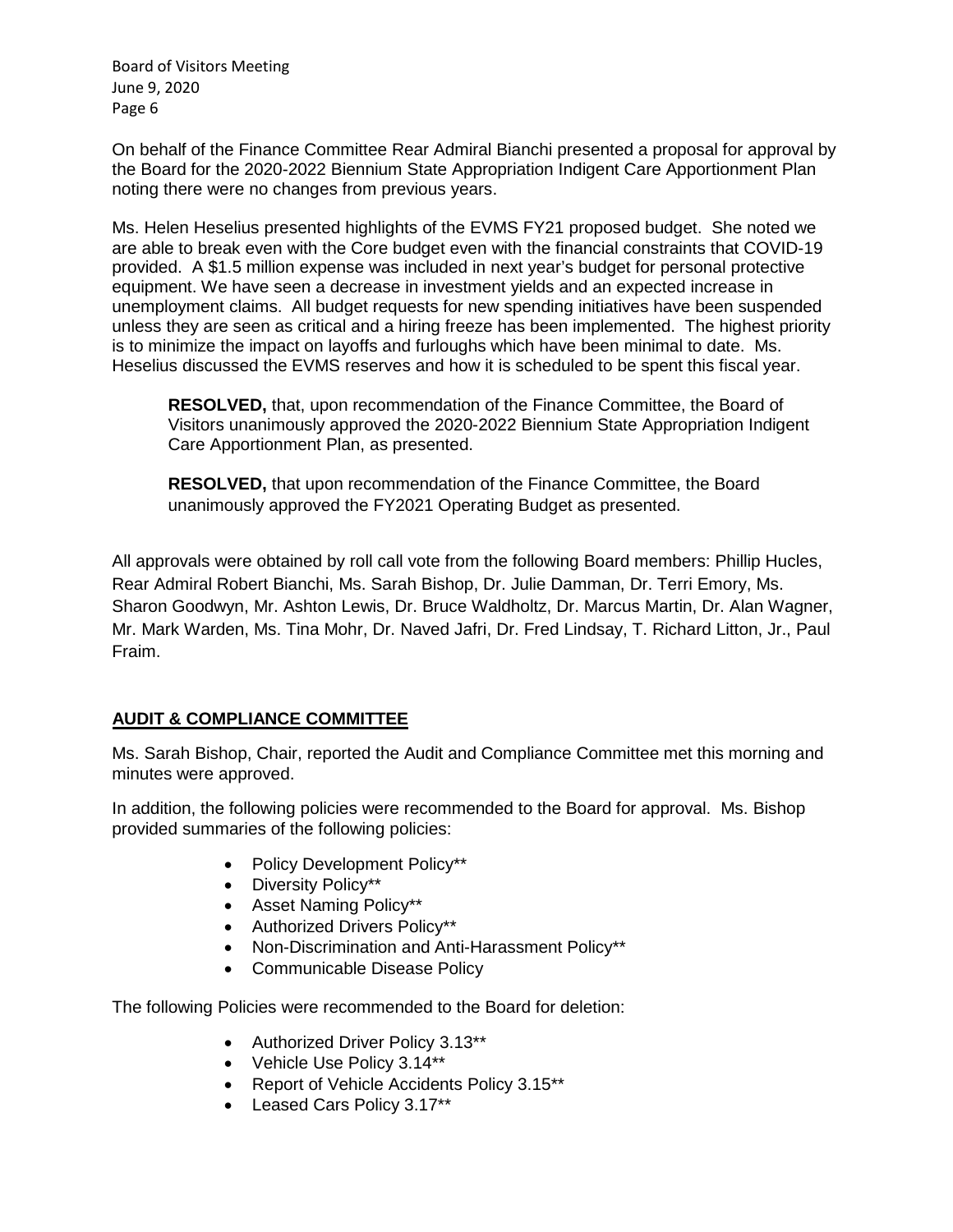On behalf of the Finance Committee Rear Admiral Bianchi presented a proposal for approval by the Board for the 2020-2022 Biennium State Appropriation Indigent Care Apportionment Plan noting there were no changes from previous years.

Ms. Helen Heselius presented highlights of the EVMS FY21 proposed budget. She noted we are able to break even with the Core budget even with the financial constraints that COVID-19 provided. A $1.5 million expense was included in next year's budget for personal protective equipment. We have seen a decrease in investment yields and an expected increase in unemployment claims. All budget requests for new spending initiatives have been suspended unless they are seen as critical and a hiring freeze has been implemented. The highest priority is to minimize the impact on layoffs and furloughs which have been minimal to date. Ms. Heselius discussed the EVMS reserves and how it is scheduled to be spent this fiscal year.

> **RESOLVED,** that, upon recommendation of the Finance Committee, the Board of Visitors unanimously approved the 2020-2022 Biennium State Appropriation Indigent Care Apportionment Plan, as presented.
>
> **RESOLVED,** that upon recommendation of the Finance Committee, the Board unanimously approved the FY2021 Operating Budget as presented.

All approvals were obtained by roll call vote from the following Board members: Phillip Hucles, Rear Admiral Robert Bianchi, Ms. Sarah Bishop, Dr. Julie Damman, Dr. Terri Emory, Ms. Sharon Goodwyn, Mr. Ashton Lewis, Dr. Bruce Waldholtz, Dr. Marcus Martin, Dr. Alan Wagner, Mr. Mark Warden, Ms. Tina Mohr, Dr. Naved Jafri, Dr. Fred Lindsay, T. Richard Litton, Jr., Paul Fraim.

## AUDIT & COMPLIANCE COMMITTEE

Ms. Sarah Bishop, Chair, reported the Audit and Compliance Committee met this morning and minutes were approved.

In addition, the following policies were recommended to the Board for approval. Ms. Bishop provided summaries of the following policies:

- Policy Development Policy**
- Diversity Policy**
- Asset Naming Policy**
- Authorized Drivers Policy**
- Non-Discrimination and Anti-Harassment Policy**
- Communicable Disease Policy

The following Policies were recommended to the Board for deletion:

- Authorized Driver Policy 3.13**
- Vehicle Use Policy 3.14**
- Report of Vehicle Accidents Policy 3.15**
- Leased Cars Policy 3.17**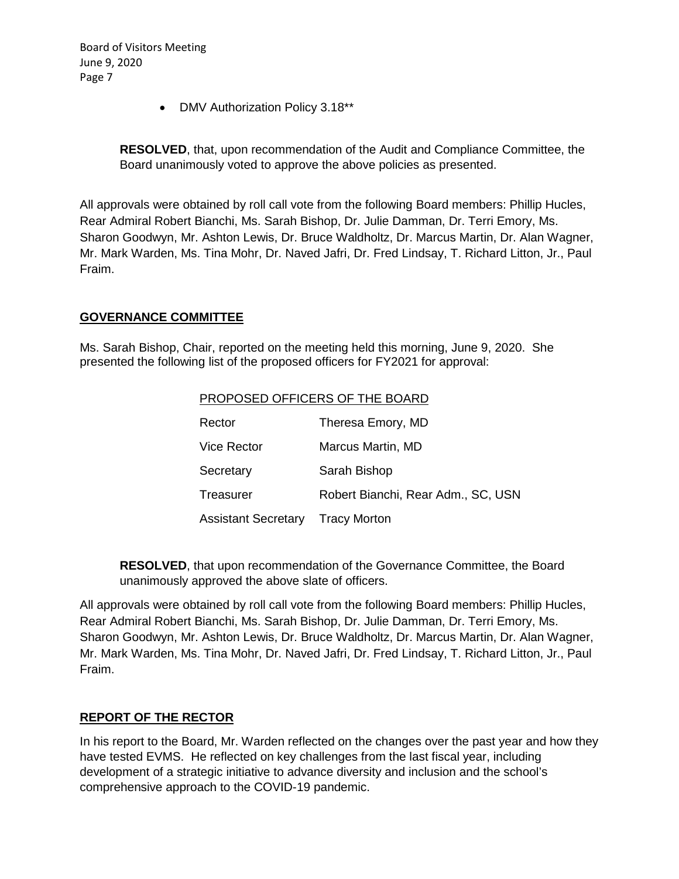- DMV Authorization Policy 3.18**

**RESOLVED**, that, upon recommendation of the Audit and Compliance Committee, the Board unanimously voted to approve the above policies as presented.

All approvals were obtained by roll call vote from the following Board members: Phillip Hucles, Rear Admiral Robert Bianchi, Ms. Sarah Bishop, Dr. Julie Damman, Dr. Terri Emory, Ms. Sharon Goodwyn, Mr. Ashton Lewis, Dr. Bruce Waldholtz, Dr. Marcus Martin, Dr. Alan Wagner, Mr. Mark Warden, Ms. Tina Mohr, Dr. Naved Jafri, Dr. Fred Lindsay, T. Richard Litton, Jr., Paul Fraim.

## GOVERNANCE COMMITTEE

Ms. Sarah Bishop, Chair, reported on the meeting held this morning, June 9, 2020. She presented the following list of the proposed officers for FY2021 for approval:

PROPOSED OFFICERS OF THE BOARD

| | |
|---|---|
| Rector | Theresa Emory, MD |
| Vice Rector | Marcus Martin, MD |
| Secretary | Sarah Bishop |
| Treasurer | Robert Bianchi, Rear Adm., SC, USN |
| Assistant Secretary | Tracy Morton |

**RESOLVED**, that upon recommendation of the Governance Committee, the Board unanimously approved the above slate of officers.

All approvals were obtained by roll call vote from the following Board members: Phillip Hucles, Rear Admiral Robert Bianchi, Ms. Sarah Bishop, Dr. Julie Damman, Dr. Terri Emory, Ms. Sharon Goodwyn, Mr. Ashton Lewis, Dr. Bruce Waldholtz, Dr. Marcus Martin, Dr. Alan Wagner, Mr. Mark Warden, Ms. Tina Mohr, Dr. Naved Jafri, Dr. Fred Lindsay, T. Richard Litton, Jr., Paul Fraim.

## REPORT OF THE RECTOR

In his report to the Board, Mr. Warden reflected on the changes over the past year and how they have tested EVMS. He reflected on key challenges from the last fiscal year, including development of a strategic initiative to advance diversity and inclusion and the school's comprehensive approach to the COVID-19 pandemic.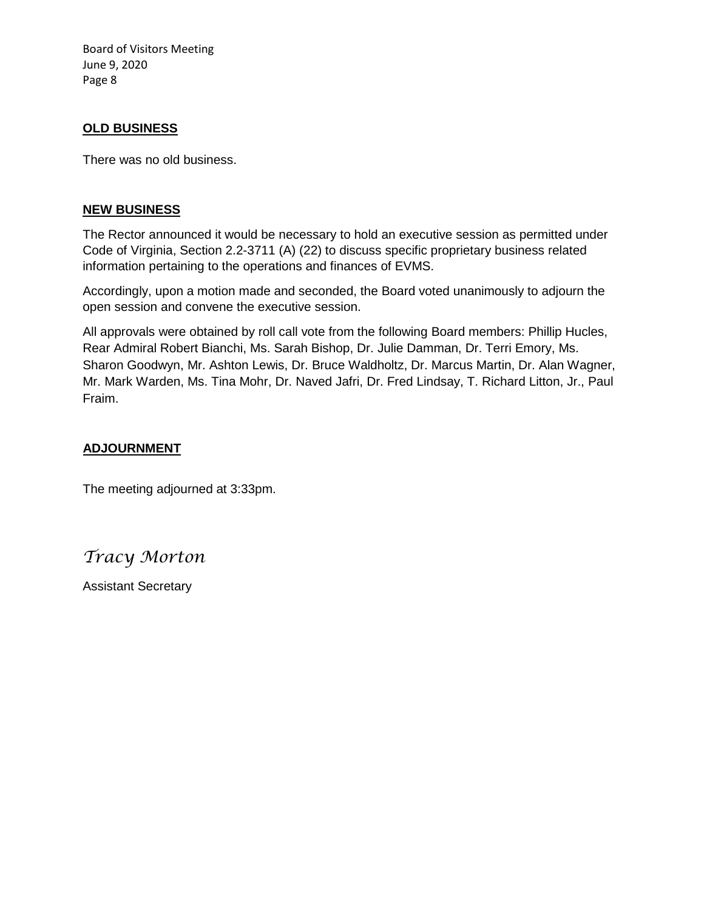## OLD BUSINESS

There was no old business.

## NEW BUSINESS

The Rector announced it would be necessary to hold an executive session as permitted under Code of Virginia, Section 2.2-3711 (A) (22) to discuss specific proprietary business related information pertaining to the operations and finances of EVMS.

Accordingly, upon a motion made and seconded, the Board voted unanimously to adjourn the open session and convene the executive session.

All approvals were obtained by roll call vote from the following Board members: Phillip Hucles, Rear Admiral Robert Bianchi, Ms. Sarah Bishop, Dr. Julie Damman, Dr. Terri Emory, Ms. Sharon Goodwyn, Mr. Ashton Lewis, Dr. Bruce Waldholtz, Dr. Marcus Martin, Dr. Alan Wagner, Mr. Mark Warden, Ms. Tina Mohr, Dr. Naved Jafri, Dr. Fred Lindsay, T. Richard Litton, Jr., Paul Fraim.

## ADJOURNMENT

The meeting adjourned at 3:33pm.

*Tracy Morton*

Assistant Secretary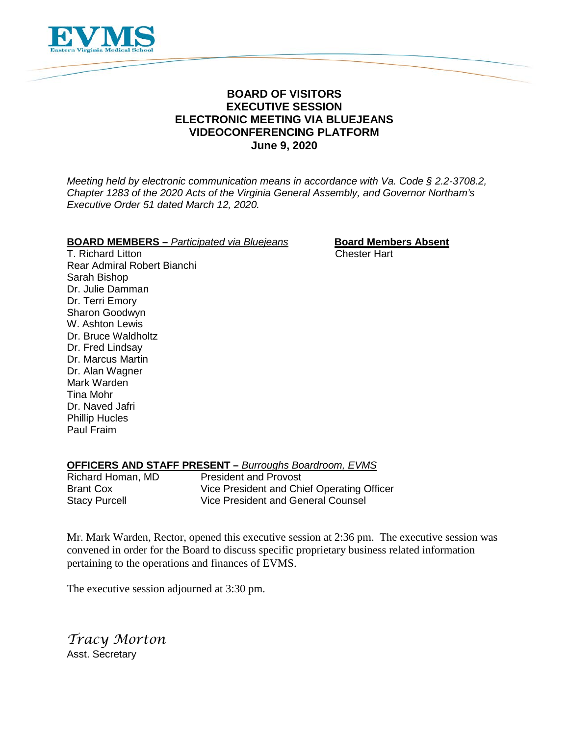# BOARD OF VISITORS
## EXECUTIVE SESSION
## ELECTRONIC MEETING VIA BLUEJEANS VIDEOCONFERENCING PLATFORM
## June 9, 2020

*Meeting held by electronic communication means in accordance with Va. Code § 2.2-3708.2, Chapter 1283 of the 2020 Acts of the Virginia General Assembly, and Governor Northam's Executive Order 51 dated March 12, 2020.*

**BOARD MEMBERS –** *Participated via Bluejeans*

T. Richard Litton
Rear Admiral Robert Bianchi
Sarah Bishop
Dr. Julie Damman
Dr. Terri Emory
Sharon Goodwyn
W. Ashton Lewis
Dr. Bruce Waldholtz
Dr. Fred Lindsay
Dr. Marcus Martin
Dr. Alan Wagner
Mark Warden
Tina Mohr
Dr. Naved Jafri
Phillip Hucles
Paul Fraim

**Board Members Absent**

Chester Hart

**OFFICERS AND STAFF PRESENT –** *Burroughs Boardroom, EVMS*

| | |
|---|---|
| Richard Homan, MD | President and Provost |
| Brant Cox | Vice President and Chief Operating Officer |
| Stacy Purcell | Vice President and General Counsel |

Mr. Mark Warden, Rector, opened this executive session at 2:36 pm. The executive session was convened in order for the Board to discuss specific proprietary business related information pertaining to the operations and finances of EVMS.

The executive session adjourned at 3:30 pm.

*Tracy Morton*
Asst. Secretary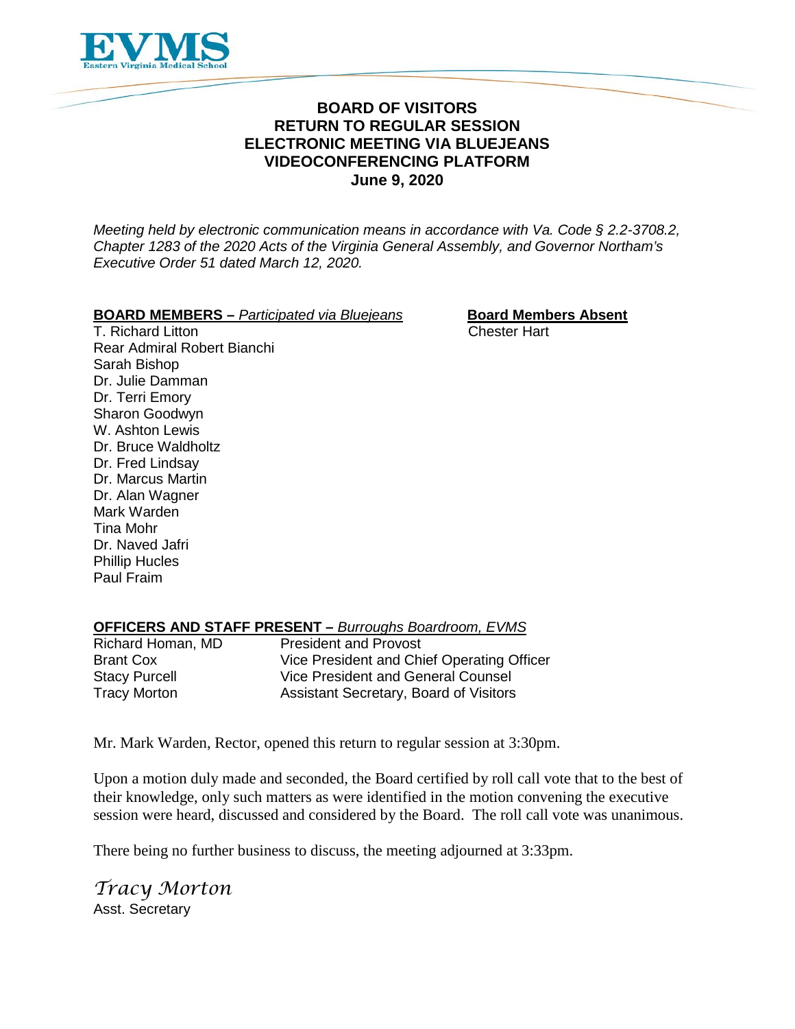EVMS
Eastern Virginia Medical School

# BOARD OF VISITORS
## RETURN TO REGULAR SESSION
## ELECTRONIC MEETING VIA BLUEJEANS VIDEOCONFERENCING PLATFORM
## June 9, 2020

*Meeting held by electronic communication means in accordance with Va. Code § 2.2-3708.2, Chapter 1283 of the 2020 Acts of the Virginia General Assembly, and Governor Northam's Executive Order 51 dated March 12, 2020.*

**BOARD MEMBERS –** *Participated via Bluejeans*

T. Richard Litton
Rear Admiral Robert Bianchi
Sarah Bishop
Dr. Julie Damman
Dr. Terri Emory
Sharon Goodwyn
W. Ashton Lewis
Dr. Bruce Waldholtz
Dr. Fred Lindsay
Dr. Marcus Martin
Dr. Alan Wagner
Mark Warden
Tina Mohr
Dr. Naved Jafri
Phillip Hucles
Paul Fraim

**Board Members Absent**

Chester Hart

**OFFICERS AND STAFF PRESENT –** *Burroughs Boardroom, EVMS*

| | |
|---|---|
| Richard Homan, MD | President and Provost |
| Brant Cox | Vice President and Chief Operating Officer |
| Stacy Purcell | Vice President and General Counsel |
| Tracy Morton | Assistant Secretary, Board of Visitors |

Mr. Mark Warden, Rector, opened this return to regular session at 3:30pm.

Upon a motion duly made and seconded, the Board certified by roll call vote that to the best of their knowledge, only such matters as were identified in the motion convening the executive session were heard, discussed and considered by the Board. The roll call vote was unanimous.

There being no further business to discuss, the meeting adjourned at 3:33pm.

*Tracy Morton*
Asst. Secretary